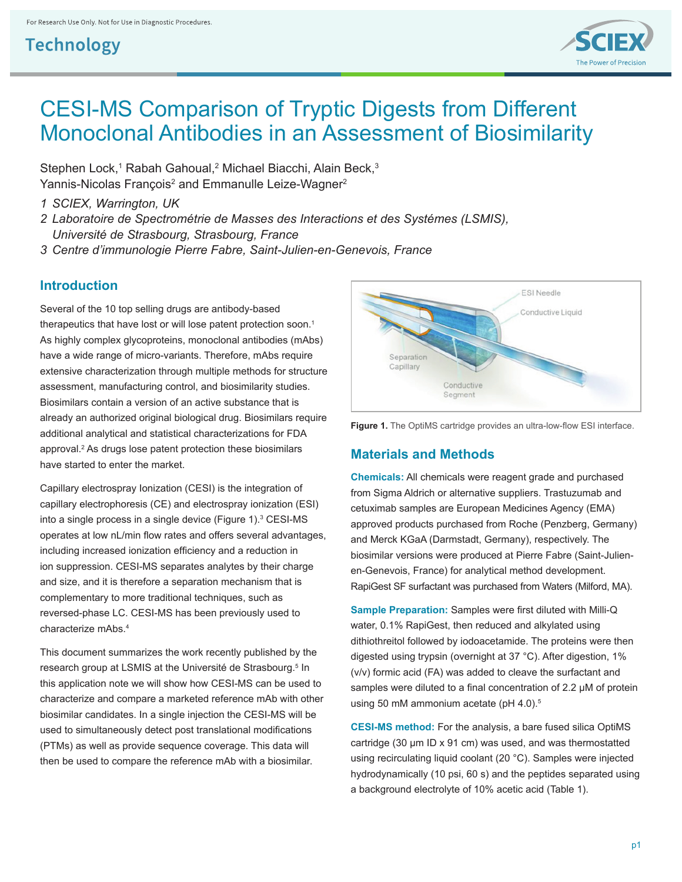For Research Use Only. Not for Use in Diagnostic Procedures.

Technology

# CESI-MS Comparison of Tryptic Digests from Different Monoclonal Antibodies in an Assessment of Biosimilarity

Stephen Lock,[1] Rabah Gahoual,[2] Michael Biacchi, Alain Beck,[3] Yannis-Nicolas François[2] and Emmanulle Leize-Wagner[2]

*1 SCIEX, Warrington, UK*
*2 Laboratoire de Spectrométrie de Masses des Interactions et des Systémes (LSMIS), Université de Strasbourg, Strasbourg, France*
*3 Centre d'immunologie Pierre Fabre, Saint-Julien-en-Genevois, France*

## Introduction

Several of the 10 top selling drugs are antibody-based therapeutics that have lost or will lose patent protection soon.[1] As highly complex glycoproteins, monoclonal antibodies (mAbs) have a wide range of micro-variants. Therefore, mAbs require extensive characterization through multiple methods for structure assessment, manufacturing control, and biosimilarity studies. Biosimilars contain a version of an active substance that is already an authorized original biological drug. Biosimilars require additional analytical and statistical characterizations for FDA approval.[2] As drugs lose patent protection these biosimilars have started to enter the market.

Capillary electrospray Ionization (CESI) is the integration of capillary electrophoresis (CE) and electrospray ionization (ESI) into a single process in a single device (Figure 1).[3] CESI-MS operates at low nL/min flow rates and offers several advantages, including increased ionization efficiency and a reduction in ion suppression. CESI-MS separates analytes by their charge and size, and it is therefore a separation mechanism that is complementary to more traditional techniques, such as reversed-phase LC. CESI-MS has been previously used to characterize mAbs.[4]

This document summarizes the work recently published by the research group at LSMIS at the Université de Strasbourg.[5] In this application note we will show how CESI-MS can be used to characterize and compare a marketed reference mAb with other biosimilar candidates. In a single injection the CESI-MS will be used to simultaneously detect post translational modifications (PTMs) as well as provide sequence coverage. This data will then be used to compare the reference mAb with a biosimilar.

**Figure 1.** The OptiMS cartridge provides an ultra-low-flow ESI interface.

## Materials and Methods

**Chemicals:** All chemicals were reagent grade and purchased from Sigma Aldrich or alternative suppliers. Trastuzumab and cetuximab samples are European Medicines Agency (EMA) approved products purchased from Roche (Penzberg, Germany) and Merck KGaA (Darmstadt, Germany), respectively. The biosimilar versions were produced at Pierre Fabre (Saint-Julien-en-Genevois, France) for analytical method development. RapiGest SF surfactant was purchased from Waters (Milford, MA).

**Sample Preparation:** Samples were first diluted with Milli-Q water, 0.1% RapiGest, then reduced and alkylated using dithiothreitol followed by iodoacetamide. The proteins were then digested using trypsin (overnight at 37 °C). After digestion, 1% (v/v) formic acid (FA) was added to cleave the surfactant and samples were diluted to a final concentration of 2.2 µM of protein using 50 mM ammonium acetate (pH 4.0).[5]

**CESI-MS method:** For the analysis, a bare fused silica OptiMS cartridge (30 µm ID x 91 cm) was used, and was thermostatted using recirculating liquid coolant (20 °C). Samples were injected hydrodynamically (10 psi, 60 s) and the peptides separated using a background electrolyte of 10% acetic acid (Table 1).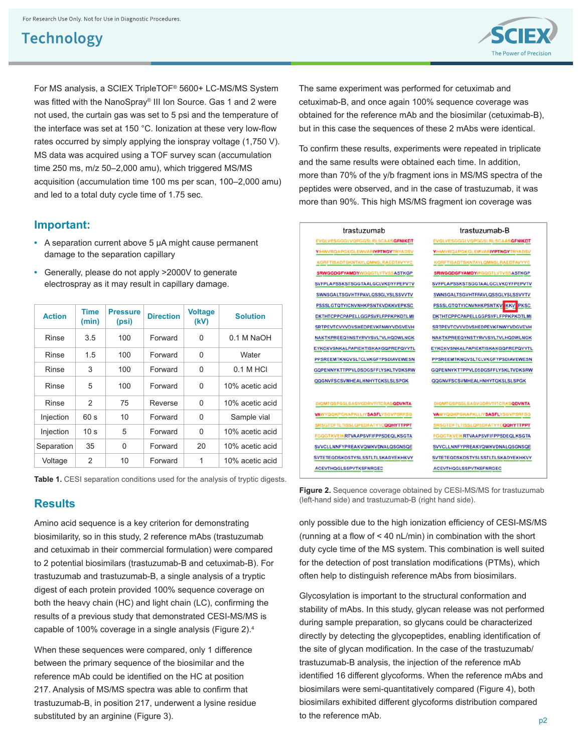For MS analysis, a SCIEX TripleTOF® 5600+ LC-MS/MS System was fitted with the NanoSpray® III Ion Source. Gas 1 and 2 were not used, the curtain gas was set to 5 psi and the temperature of the interface was set at 150 °C. Ionization at these very low-flow rates occurred by simply applying the ionspray voltage (1,750 V). MS data was acquired using a TOF survey scan (accumulation time 250 ms, m/z 50–2,000 amu), which triggered MS/MS acquisition (accumulation time 100 ms per scan, 100–2,000 amu) and led to a total duty cycle time of 1.75 sec.

## Important:

- A separation current above 5 µA might cause permanent damage to the separation capillary
- Generally, please do not apply >2000V to generate electrospray as it may result in capillary damage.

| Action | Time (min) | Pressure (psi) | Direction | Voltage (kV) | Solution |
|---|---|---|---|---|---|
| Rinse | 3.5 | 100 | Forward | 0 | 0.1 M NaOH |
| Rinse | 1.5 | 100 | Forward | 0 | Water |
| Rinse | 3 | 100 | Forward | 0 | 0.1 M HCl |
| Rinse | 5 | 100 | Forward | 0 | 10% acetic acid |
| Rinse | 2 | 75 | Reverse | 0 | 10% acetic acid |
| Injection | 60 s | 10 | Forward | 0 | Sample vial |
| Injection | 10 s | 5 | Forward | 0 | 10% acetic acid |
| Separation | 35 | 0 | Forward | 20 | 10% acetic acid |
| Voltage | 2 | 10 | Forward | 1 | 10% acetic acid |

**Table 1.** CESI separation conditions used for the analysis of tryptic digests.

## Results

Amino acid sequence is a key criterion for demonstrating biosimilarity, so in this study, 2 reference mAbs (trastuzumab and cetuximab in their commercial formulation) were compared to 2 potential biosimilars (trastuzumab-B and cetuximab-B). For trastuzumab and trastuzumab-B, a single analysis of a tryptic digest of each protein provided 100% sequence coverage on both the heavy chain (HC) and light chain (LC), confirming the results of a previous study that demonstrated CESI-MS/MS is capable of 100% coverage in a single analysis (Figure 2).[4]

When these sequences were compared, only 1 difference between the primary sequence of the biosimilar and the reference mAb could be identified on the HC at position 217. Analysis of MS/MS spectra was able to confirm that trastuzumab-B, in position 217, underwent a lysine residue substituted by an arginine (Figure 3).

The same experiment was performed for cetuximab and cetuximab-B, and once again 100% sequence coverage was obtained for the reference mAb and the biosimilar (cetuximab-B), but in this case the sequences of these 2 mAbs were identical.

To confirm these results, experiments were repeated in triplicate and the same results were obtained each time. In addition, more than 70% of the y/b fragment ions in MS/MS spectra of the peptides were observed, and in the case of trastuzumab, it was more than 90%. This high MS/MS fragment ion coverage was only possible due to the high ionization efficiency of CESI-MS/MS (running at a flow of < 40 nL/min) in combination with the short duty cycle time of the MS system. This combination is well suited for the detection of post translation modifications (PTMs), which often help to distinguish reference mAbs from biosimilars.

**Figure 2.** Sequence coverage obtained by CESI-MS/MS for trastuzumab (left-hand side) and trastuzumab-B (right hand side).

Glycosylation is important to the structural conformation and stability of mAbs. In this study, glycan release was not performed during sample preparation, so glycans could be characterized directly by detecting the glycopeptides, enabling identification of the site of glycan modification. In the case of the trastuzumab/trastuzumab-B analysis, the injection of the reference mAb identified 16 different glycoforms. When the reference mAbs and biosimilars were semi-quantitatively compared (Figure 4), both biosimilars exhibited different glycoforms distribution compared to the reference mAb.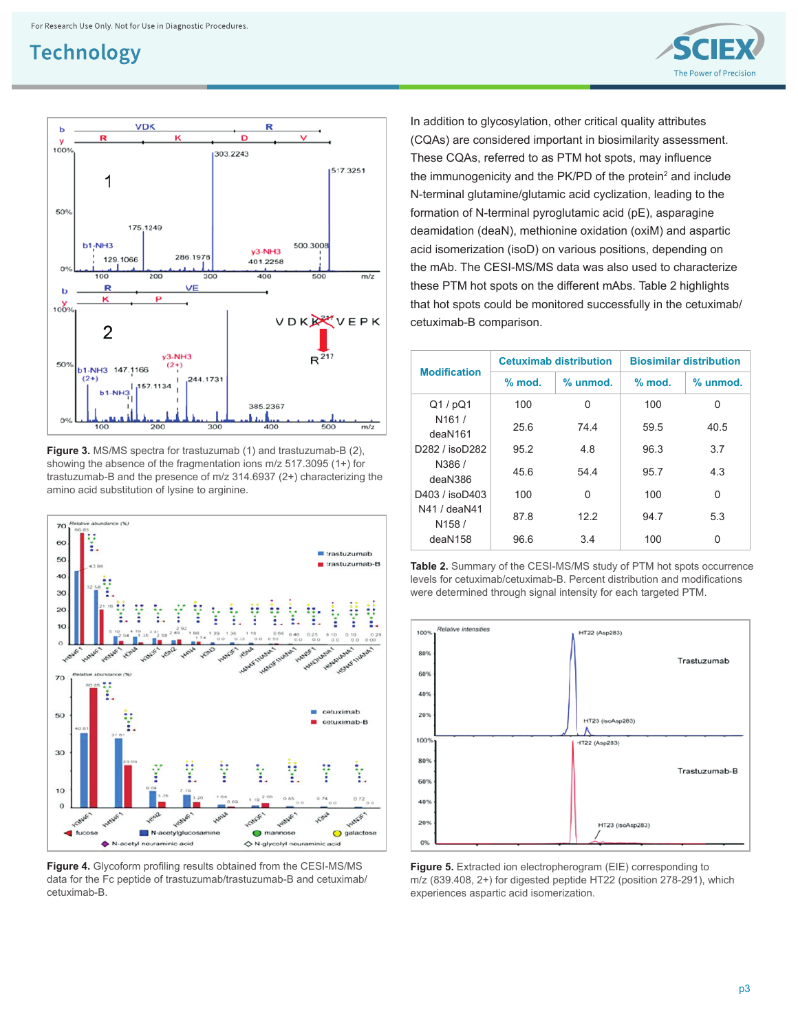Figure 3. MS/MS spectra for trastuzumab (1) and trastuzumab-B (2), showing the absence of the fragmentation ions m/z 517.3095 (1+) for trastuzumab-B and the presence of m/z 314.6937 (2+) characterizing the amino acid substitution of lysine to arginine.

Figure 4. Glycoform profiling results obtained from the CESI-MS/MS data for the Fc peptide of trastuzumab/trastuzumab-B and cetuximab/cetuximab-B.

In addition to glycosylation, other critical quality attributes (CQAs) are considered important in biosimilarity assessment. These CQAs, referred to as PTM hot spots, may influence the immunogenicity and the PK/PD of the protein[2] and include N-terminal glutamine/glutamic acid cyclization, leading to the formation of N-terminal pyroglutamic acid (pE), asparagine deamidation (deaN), methionine oxidation (oxiM) and aspartic acid isomerization (isoD) on various positions, depending on the mAb. The CESI-MS/MS data was also used to characterize these PTM hot spots on the different mAbs. Table 2 highlights that hot spots could be monitored successfully in the cetuximab/cetuximab-B comparison.

| Modification | Cetuximab distribution | | Biosimilar distribution | |
|---|---|---|---|---|
| | % mod. | % unmod. | % mod. | % unmod. |
| Q1 / pQ1 | 100 | 0 | 100 | 0 |
| N161 / deaN161 | 25.6 | 74.4 | 59.5 | 40.5 |
| D282 / isoD282 | 95.2 | 4.8 | 96.3 | 3.7 |
| N386 / deaN386 | 45.6 | 54.4 | 95.7 | 4.3 |
| D403 / isoD403 | 100 | 0 | 100 | 0 |
| N41 / deaN41 | 87.8 | 12.2 | 94.7 | 5.3 |
| N158 / deaN158 | 96.6 | 3.4 | 100 | 0 |

Table 2. Summary of the CESI-MS/MS study of PTM hot spots occurrence levels for cetuximab/cetuximab-B. Percent distribution and modifications were determined through signal intensity for each targeted PTM.

Figure 5. Extracted ion electropherogram (EIE) corresponding to m/z (839.408, 2+) for digested peptide HT22 (position 278-291), which experiences aspartic acid isomerization.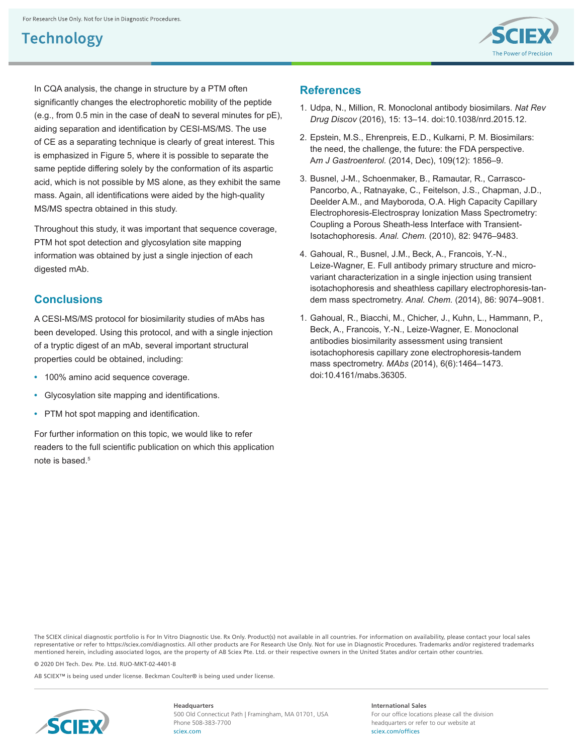In CQA analysis, the change in structure by a PTM often significantly changes the electrophoretic mobility of the peptide (e.g., from 0.5 min in the case of deaN to several minutes for pE), aiding separation and identification by CESI-MS/MS. The use of CE as a separating technique is clearly of great interest. This is emphasized in Figure 5, where it is possible to separate the same peptide differing solely by the conformation of its aspartic acid, which is not possible by MS alone, as they exhibit the same mass. Again, all identifications were aided by the high-quality MS/MS spectra obtained in this study.

Throughout this study, it was important that sequence coverage, PTM hot spot detection and glycosylation site mapping information was obtained by just a single injection of each digested mAb.

## Conclusions

A CESI-MS/MS protocol for biosimilarity studies of mAbs has been developed. Using this protocol, and with a single injection of a tryptic digest of an mAb, several important structural properties could be obtained, including:

- 100% amino acid sequence coverage.
- Glycosylation site mapping and identifications.
- PTM hot spot mapping and identification.

For further information on this topic, we would like to refer readers to the full scientific publication on which this application note is based.[5]

## References

1. Udpa, N., Million, R. Monoclonal antibody biosimilars. *Nat Rev Drug Discov* (2016), 15: 13–14. doi:10.1038/nrd.2015.12.
2. Epstein, M.S., Ehrenpreis, E.D., Kulkarni, P. M. Biosimilars: the need, the challenge, the future: the FDA perspective. *Am J Gastroenterol.* (2014, Dec), 109(12): 1856–9.
3. Busnel, J-M., Schoenmaker, B., Ramautar, R., Carrasco-Pancorbo, A., Ratnayake, C., Feitelson, J.S., Chapman, J.D., Deelder A.M., and Mayboroda, O.A. High Capacity Capillary Electrophoresis-Electrospray Ionization Mass Spectrometry: Coupling a Porous Sheath-less Interface with Transient-Isotachophoresis. *Anal. Chem.* (2010), 82: 9476–9483.
4. Gahoual, R., Busnel, J.M., Beck, A., Francois, Y.-N., Leize-Wagner, E. Full antibody primary structure and micro-variant characterization in a single injection using transient isotachophoresis and sheathless capillary electrophoresis-tandem mass spectrometry. *Anal. Chem.* (2014), 86: 9074–9081.
5. Gahoual, R., Biacchi, M., Chicher, J., Kuhn, L., Hammann, P., Beck, A., Francois, Y.-N., Leize-Wagner, E. Monoclonal antibodies biosimilarity assessment using transient isotachophoresis capillary zone electrophoresis-tandem mass spectrometry. *MAbs* (2014), 6(6):1464–1473. doi:10.4161/mabs.36305.

The SCIEX clinical diagnostic portfolio is For In Vitro Diagnostic Use. Rx Only. Product(s) not available in all countries. For information on availability, please contact your local sales representative or refer to https://sciex.com/diagnostics. All other products are For Research Use Only. Not for use in Diagnostic Procedures. Trademarks and/or registered trademarks mentioned herein, including associated logos, are the property of AB Sciex Pte. Ltd. or their respective owners in the United States and/or certain other countries.

© 2020 DH Tech. Dev. Pte. Ltd. RUO-MKT-02-4401-B

AB SCIEX™ is being used under license. Beckman Coulter® is being used under license.

**Headquarters**
500 Old Connecticut Path | Framingham, MA 01701, USA
Phone 508-383-7700
sciex.com

**International Sales**
For our office locations please call the division headquarters or refer to our website at
sciex.com/offices